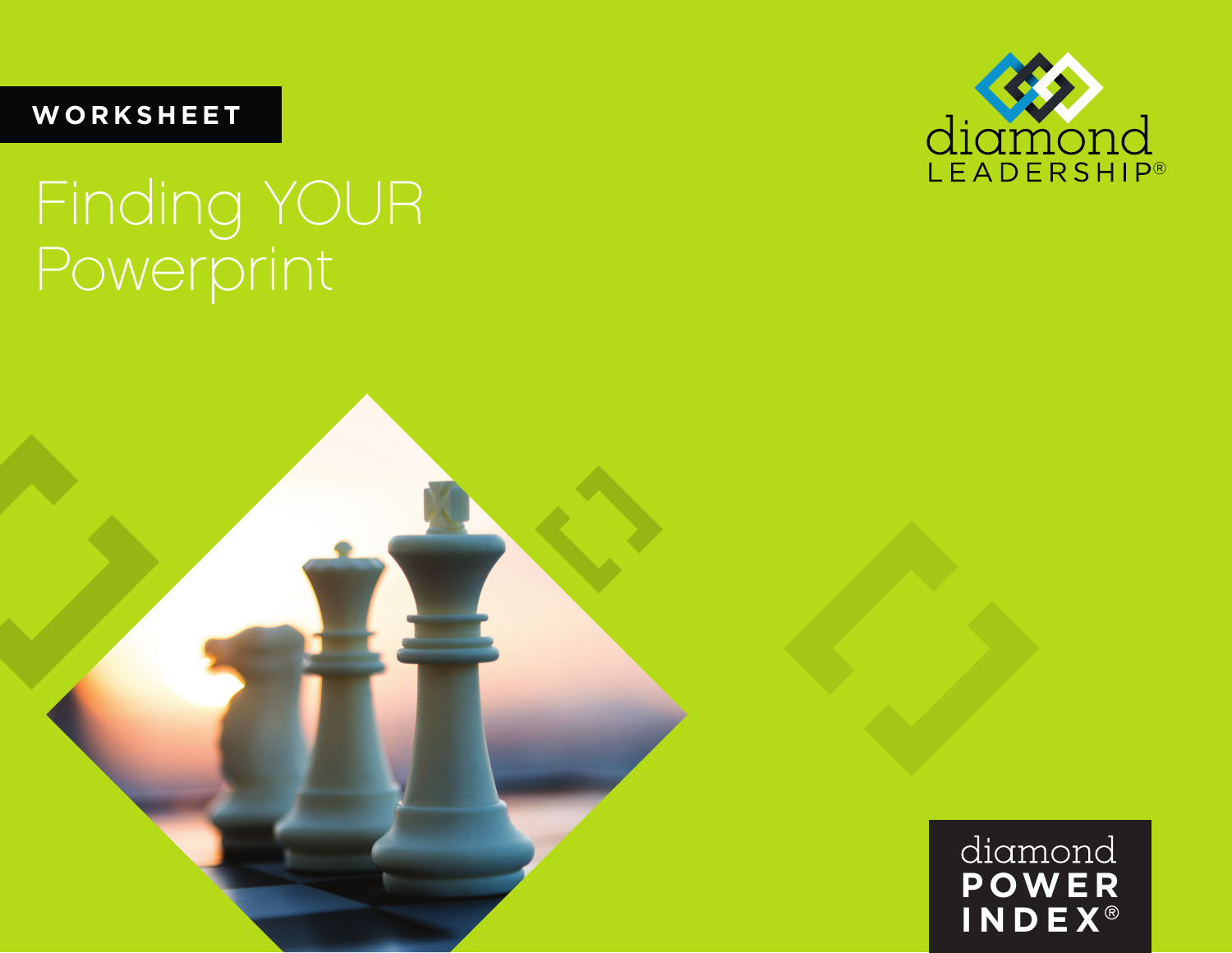WORKSHEET

# Finding YOUR Powerprint

diamond LEADERSHIP®

diamond POWER INDEX®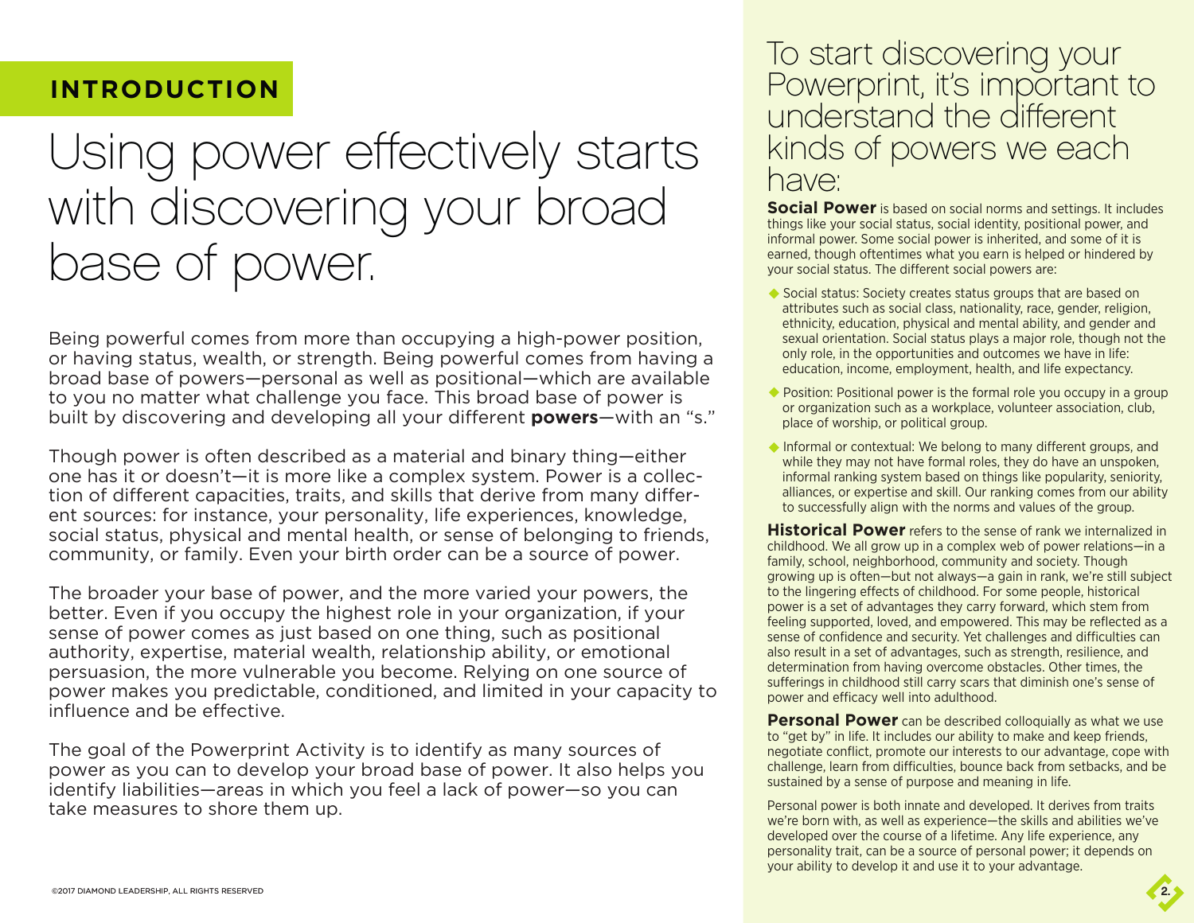## INTRODUCTION

# Using power effectively starts with discovering your broad base of power.

Being powerful comes from more than occupying a high-power position, or having status, wealth, or strength. Being powerful comes from having a broad base of powers—personal as well as positional—which are available to you no matter what challenge you face. This broad base of power is built by discovering and developing all your different **powers**—with an "s."

Though power is often described as a material and binary thing—either one has it or doesn't—it is more like a complex system. Power is a collection of different capacities, traits, and skills that derive from many different sources: for instance, your personality, life experiences, knowledge, social status, physical and mental health, or sense of belonging to friends, community, or family. Even your birth order can be a source of power.

The broader your base of power, and the more varied your powers, the better. Even if you occupy the highest role in your organization, if your sense of power comes as just based on one thing, such as positional authority, expertise, material wealth, relationship ability, or emotional persuasion, the more vulnerable you become. Relying on one source of power makes you predictable, conditioned, and limited in your capacity to influence and be effective.

The goal of the Powerprint Activity is to identify as many sources of power as you can to develop your broad base of power. It also helps you identify liabilities—areas in which you feel a lack of power—so you can take measures to shore them up.

## To start discovering your Powerprint, it's important to understand the different kinds of powers we each have:

**Social Power** is based on social norms and settings. It includes things like your social status, social identity, positional power, and informal power. Some social power is inherited, and some of it is earned, though oftentimes what you earn is helped or hindered by your social status. The different social powers are:

- Social status: Society creates status groups that are based on attributes such as social class, nationality, race, gender, religion, ethnicity, education, physical and mental ability, and gender and sexual orientation. Social status plays a major role, though not the only role, in the opportunities and outcomes we have in life: education, income, employment, health, and life expectancy.
- Position: Positional power is the formal role you occupy in a group or organization such as a workplace, volunteer association, club, place of worship, or political group.
- Informal or contextual: We belong to many different groups, and while they may not have formal roles, they do have an unspoken, informal ranking system based on things like popularity, seniority, alliances, or expertise and skill. Our ranking comes from our ability to successfully align with the norms and values of the group.

**Historical Power** refers to the sense of rank we internalized in childhood. We all grow up in a complex web of power relations—in a family, school, neighborhood, community and society. Though growing up is often—but not always—a gain in rank, we're still subject to the lingering effects of childhood. For some people, historical power is a set of advantages they carry forward, which stem from feeling supported, loved, and empowered. This may be reflected as a sense of confidence and security. Yet challenges and difficulties can also result in a set of advantages, such as strength, resilience, and determination from having overcome obstacles. Other times, the sufferings in childhood still carry scars that diminish one's sense of power and efficacy well into adulthood.

**Personal Power** can be described colloquially as what we use to "get by" in life. It includes our ability to make and keep friends, negotiate conflict, promote our interests to our advantage, cope with challenge, learn from difficulties, bounce back from setbacks, and be sustained by a sense of purpose and meaning in life.

Personal power is both innate and developed. It derives from traits we're born with, as well as experience—the skills and abilities we've developed over the course of a lifetime. Any life experience, any personality trait, can be a source of personal power; it depends on your ability to develop it and use it to your advantage.

©2017 DIAMOND LEADERSHIP, ALL RIGHTS RESERVED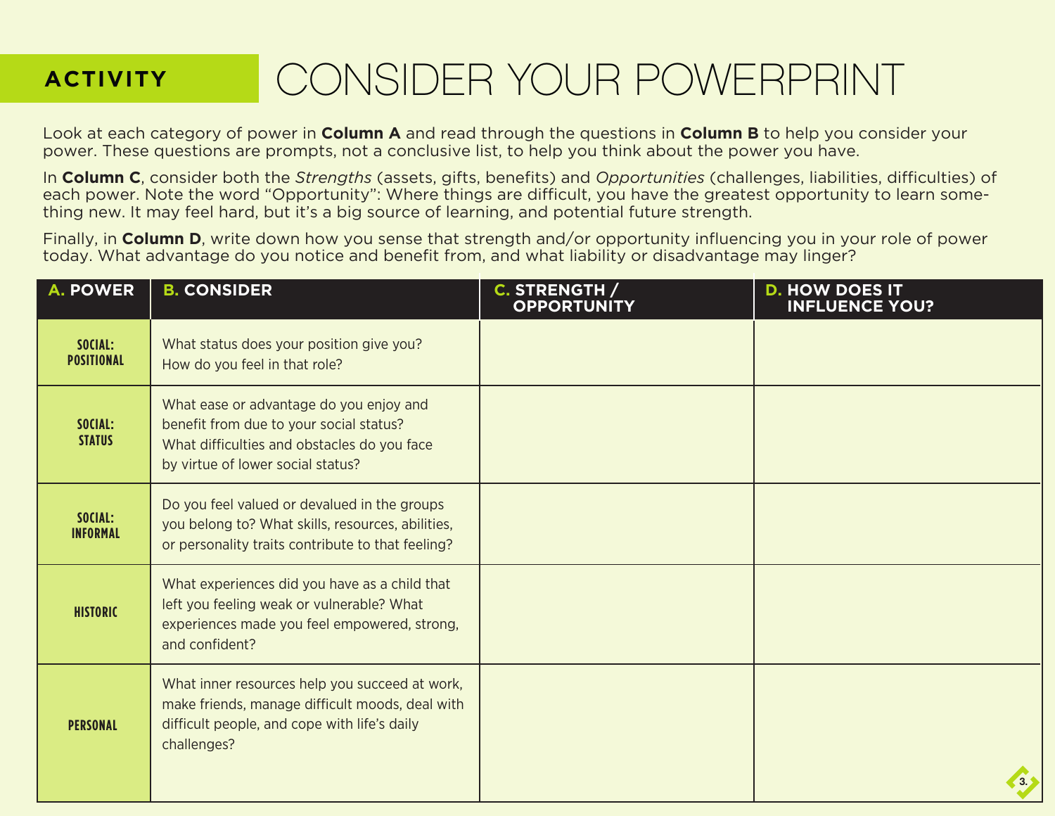# ACTIVITY: CONSIDER YOUR POWERPRINT

Look at each category of power in **Column A** and read through the questions in **Column B** to help you consider your power. These questions are prompts, not a conclusive list, to help you think about the power you have.

In **Column C**, consider both the *Strengths* (assets, gifts, benefits) and *Opportunities* (challenges, liabilities, difficulties) of each power. Note the word "Opportunity": Where things are difficult, you have the greatest opportunity to learn something new. It may feel hard, but it's a big source of learning, and potential future strength.

Finally, in **Column D**, write down how you sense that strength and/or opportunity influencing you in your role of power today. What advantage do you notice and benefit from, and what liability or disadvantage may linger?

| A. POWER | B. CONSIDER | C. STRENGTH / OPPORTUNITY | D. HOW DOES IT INFLUENCE YOU? |
|---|---|---|---|
| **SOCIAL: POSITIONAL** | What status does your position give you? How do you feel in that role? | | |
| **SOCIAL: STATUS** | What ease or advantage do you enjoy and benefit from due to your social status? What difficulties and obstacles do you face by virtue of lower social status? | | |
| **SOCIAL: INFORMAL** | Do you feel valued or devalued in the groups you belong to? What skills, resources, abilities, or personality traits contribute to that feeling? | | |
| **HISTORIC** | What experiences did you have as a child that left you feeling weak or vulnerable? What experiences made you feel empowered, strong, and confident? | | |
| **PERSONAL** | What inner resources help you succeed at work, make friends, manage difficult moods, deal with difficult people, and cope with life's daily challenges? | | |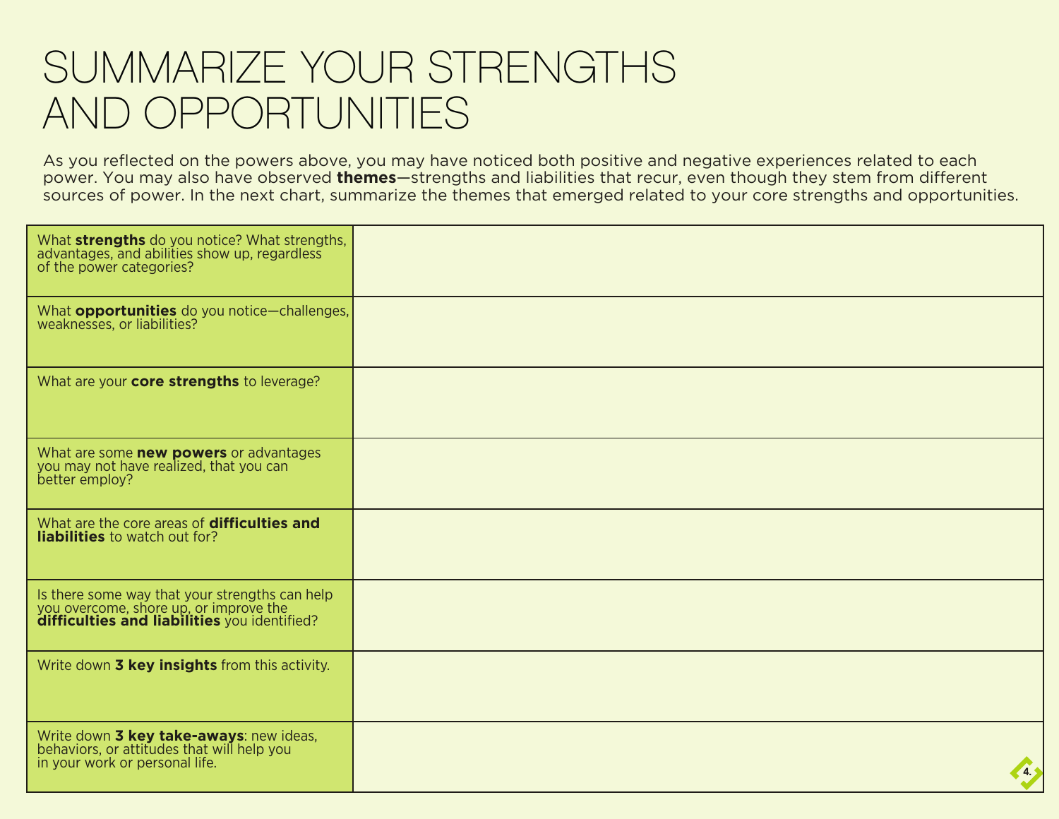# SUMMARIZE YOUR STRENGTHS AND OPPORTUNITIES

As you reflected on the powers above, you may have noticed both positive and negative experiences related to each power. You may also have observed **themes**—strengths and liabilities that recur, even though they stem from different sources of power. In the next chart, summarize the themes that emerged related to your core strengths and opportunities.

| | |
|---|---|
| What **strengths** do you notice? What strengths, advantages, and abilities show up, regardless of the power categories? | |
| What **opportunities** do you notice—challenges, weaknesses, or liabilities? | |
| What are your **core strengths** to leverage? | |
| What are some **new powers** or advantages you may not have realized, that you can better employ? | |
| What are the core areas of **difficulties and liabilities** to watch out for? | |
| Is there some way that your strengths can help you overcome, shore up, or improve the **difficulties and liabilities** you identified? | |
| Write down **3 key insights** from this activity. | |
| Write down **3 key take-aways**: new ideas, behaviors, or attitudes that will help you in your work or personal life. | |